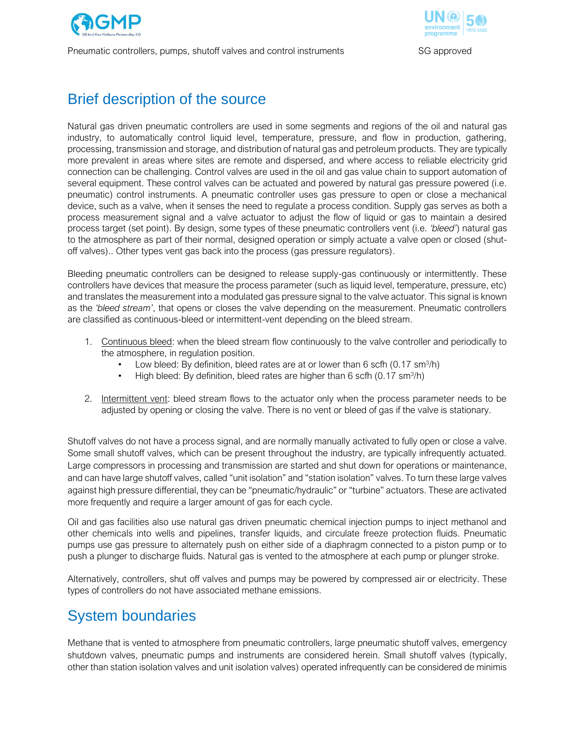## Brief description of the source

Natural gas driven pneumatic controllers are used in some segments and regions of the oil and natural gas industry, to automatically control liquid level, temperature, pressure, and flow in production, gathering, processing, transmission and storage, and distribution of natural gas and petroleum products. They are typically more prevalent in areas where sites are remote and dispersed, and where access to reliable electricity grid connection can be challenging. Control valves are used in the oil and gas value chain to support automation of several equipment. These control valves can be actuated and powered by natural gas pressure powered (i.e. pneumatic) control instruments. A pneumatic controller uses gas pressure to open or close a mechanical device, such as a valve, when it senses the need to regulate a process condition. Supply gas serves as both a process measurement signal and a valve actuator to adjust the flow of liquid or gas to maintain a desired process target (set point). By design, some types of these pneumatic controllers vent (i.e. *'bleed'*) natural gas to the atmosphere as part of their normal, designed operation or simply actuate a valve open or closed (shut-off valves).. Other types vent gas back into the process (gas pressure regulators).

Bleeding pneumatic controllers can be designed to release supply-gas continuously or intermittently. These controllers have devices that measure the process parameter (such as liquid level, temperature, pressure, etc) and translates the measurement into a modulated gas pressure signal to the valve actuator. This signal is known as the *'bleed stream'*, that opens or closes the valve depending on the measurement. Pneumatic controllers are classified as continuous-bleed or intermittent-vent depending on the bleed stream.

1. Continuous bleed: when the bleed stream flow continuously to the valve controller and periodically to the atmosphere, in regulation position.
   - Low bleed: By definition, bleed rates are at or lower than 6 scfh (0.17 sm$^3$/h)
   - High bleed: By definition, bleed rates are higher than 6 scfh (0.17 sm$^3$/h)

2. Intermittent vent: bleed stream flows to the actuator only when the process parameter needs to be adjusted by opening or closing the valve. There is no vent or bleed of gas if the valve is stationary.

Shutoff valves do not have a process signal, and are normally manually activated to fully open or close a valve. Some small shutoff valves, which can be present throughout the industry, are typically infrequently actuated. Large compressors in processing and transmission are started and shut down for operations or maintenance, and can have large shutoff valves, called "unit isolation" and "station isolation" valves. To turn these large valves against high pressure differential, they can be "pneumatic/hydraulic" or "turbine" actuators. These are activated more frequently and require a larger amount of gas for each cycle.

Oil and gas facilities also use natural gas driven pneumatic chemical injection pumps to inject methanol and other chemicals into wells and pipelines, transfer liquids, and circulate freeze protection fluids. Pneumatic pumps use gas pressure to alternately push on either side of a diaphragm connected to a piston pump or to push a plunger to discharge fluids. Natural gas is vented to the atmosphere at each pump or plunger stroke.

Alternatively, controllers, shut off valves and pumps may be powered by compressed air or electricity. These types of controllers do not have associated methane emissions.

## System boundaries

Methane that is vented to atmosphere from pneumatic controllers, large pneumatic shutoff valves, emergency shutdown valves, pneumatic pumps and instruments are considered herein. Small shutoff valves (typically, other than station isolation valves and unit isolation valves) operated infrequently can be considered de minimis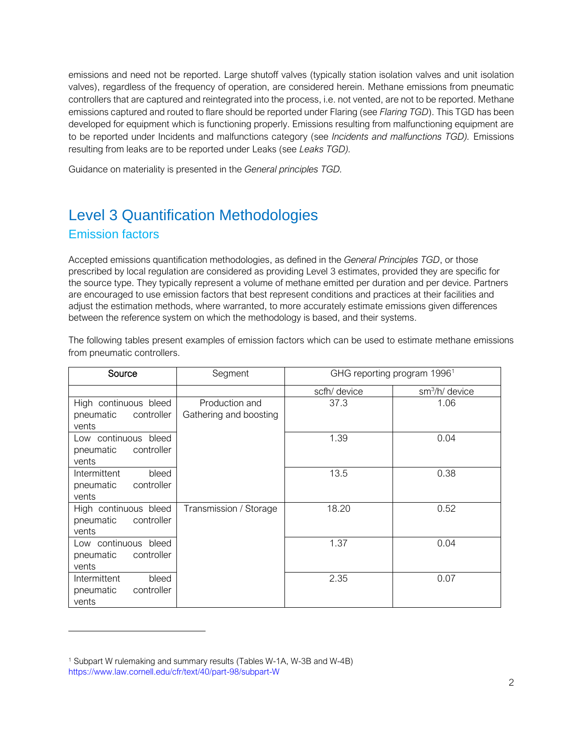emissions and need not be reported. Large shutoff valves (typically station isolation valves and unit isolation valves), regardless of the frequency of operation, are considered herein. Methane emissions from pneumatic controllers that are captured and reintegrated into the process, i.e. not vented, are not to be reported. Methane emissions captured and routed to flare should be reported under Flaring (see *Flaring TGD*). This TGD has been developed for equipment which is functioning properly. Emissions resulting from malfunctioning equipment are to be reported under Incidents and malfunctions category (see *Incidents and malfunctions TGD).* Emissions resulting from leaks are to be reported under Leaks (see *Leaks TGD).*

Guidance on materiality is presented in the *General principles TGD.*

# Level 3 Quantification Methodologies

## Emission factors

Accepted emissions quantification methodologies, as defined in the *General Principles TGD*, or those prescribed by local regulation are considered as providing Level 3 estimates, provided they are specific for the source type. They typically represent a volume of methane emitted per duration and per device. Partners are encouraged to use emission factors that best represent conditions and practices at their facilities and adjust the estimation methods, where warranted, to more accurately estimate emissions given differences between the reference system on which the methodology is based, and their systems.

The following tables present examples of emission factors which can be used to estimate methane emissions from pneumatic controllers.

| Source | Segment | GHG reporting program 1996[1] | |
|---|---|---|---|
| | | scfh/ device | $sm^3/h$/ device |
| High continuous bleed pneumatic controller vents | Production and Gathering and boosting | 37.3 | 1.06 |
| Low continuous bleed pneumatic controller vents | | 1.39 | 0.04 |
| Intermittent bleed pneumatic controller vents | | 13.5 | 0.38 |
| High continuous bleed pneumatic controller vents | Transmission / Storage | 18.20 | 0.52 |
| Low continuous bleed pneumatic controller vents | | 1.37 | 0.04 |
| Intermittent bleed pneumatic controller vents | | 2.35 | 0.07 |

[1] Subpart W rulemaking and summary results (Tables W-1A, W-3B and W-4B) https://www.law.cornell.edu/cfr/text/40/part-98/subpart-W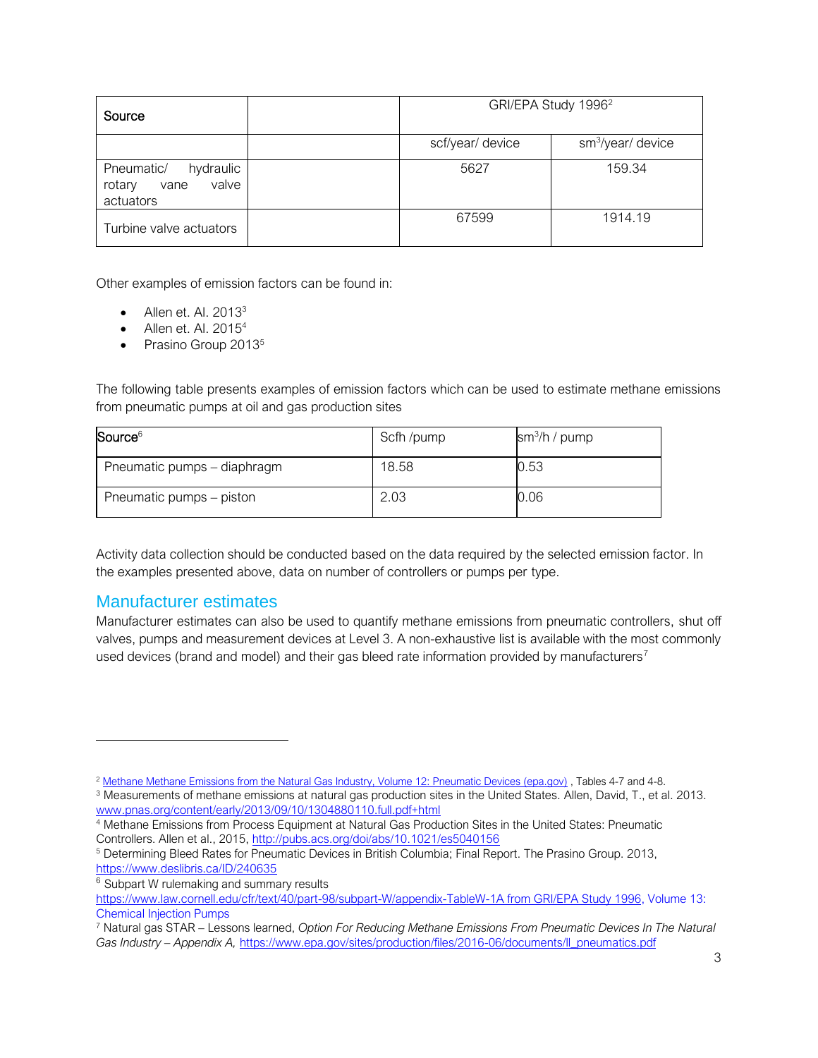| Source | | GRI/EPA Study 1996[2] | |
|---|---|---|---|
| | | scf/year/ device | $sm^3$/year/ device |
| Pneumatic/ hydraulic rotary vane valve actuators | | 5627 | 159.34 |
| Turbine valve actuators | | 67599 | 1914.19 |

Other examples of emission factors can be found in:

- Allen et. Al. 2013[3]
- Allen et. Al. 2015[4]
- Prasino Group 2013[5]

The following table presents examples of emission factors which can be used to estimate methane emissions from pneumatic pumps at oil and gas production sites

| Source[6] | Scfh /pump | $sm^3$/h / pump |
|---|---|---|
| Pneumatic pumps – diaphragm | 18.58 | 0.53 |
| Pneumatic pumps – piston | 2.03 | 0.06 |

Activity data collection should be conducted based on the data required by the selected emission factor. In the examples presented above, data on number of controllers or pumps per type.

## Manufacturer estimates

Manufacturer estimates can also be used to quantify methane emissions from pneumatic controllers, shut off valves, pumps and measurement devices at Level 3. A non-exhaustive list is available with the most commonly used devices (brand and model) and their gas bleed rate information provided by manufacturers[7]

---

[2] Methane Methane Emissions from the Natural Gas Industry, Volume 12: Pneumatic Devices (epa.gov) , Tables 4-7 and 4-8.

[3] Measurements of methane emissions at natural gas production sites in the United States. Allen, David, T., et al. 2013. www.pnas.org/content/early/2013/09/10/1304880110.full.pdf+html

[4] Methane Emissions from Process Equipment at Natural Gas Production Sites in the United States: Pneumatic Controllers. Allen et al., 2015, http://pubs.acs.org/doi/abs/10.1021/es5040156

[5] Determining Bleed Rates for Pneumatic Devices in British Columbia; Final Report. The Prasino Group. 2013, https://www.deslibris.ca/ID/240635

[6] Subpart W rulemaking and summary results https://www.law.cornell.edu/cfr/text/40/part-98/subpart-W/appendix-TableW-1A from GRI/EPA Study 1996, Volume 13: Chemical Injection Pumps

[7] Natural gas STAR – Lessons learned, *Option For Reducing Methane Emissions From Pneumatic Devices In The Natural Gas Industry – Appendix A,* https://www.epa.gov/sites/production/files/2016-06/documents/ll_pneumatics.pdf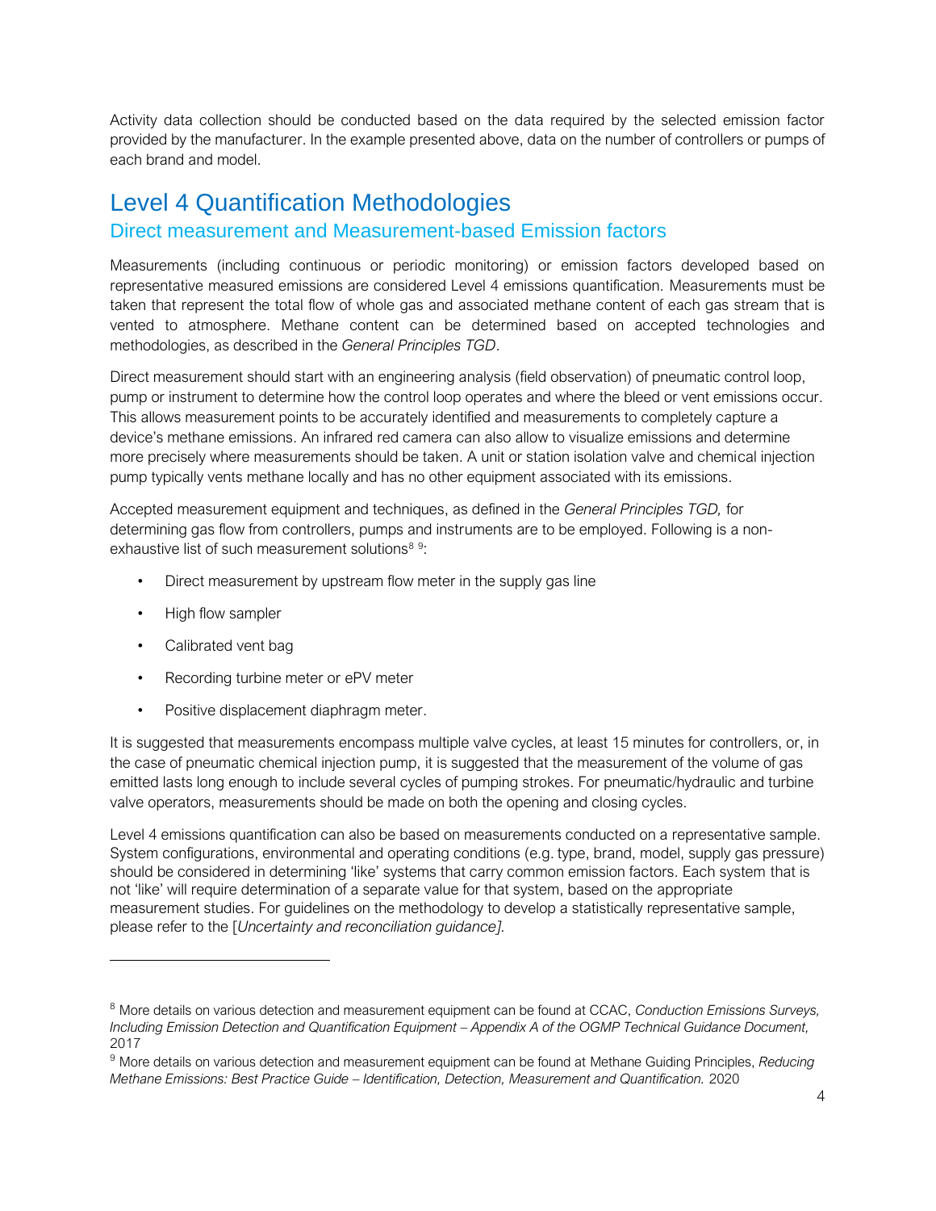Activity data collection should be conducted based on the data required by the selected emission factor provided by the manufacturer. In the example presented above, data on the number of controllers or pumps of each brand and model.

# Level 4 Quantification Methodologies

## Direct measurement and Measurement-based Emission factors

Measurements (including continuous or periodic monitoring) or emission factors developed based on representative measured emissions are considered Level 4 emissions quantification. Measurements must be taken that represent the total flow of whole gas and associated methane content of each gas stream that is vented to atmosphere. Methane content can be determined based on accepted technologies and methodologies, as described in the *General Principles TGD*.

Direct measurement should start with an engineering analysis (field observation) of pneumatic control loop, pump or instrument to determine how the control loop operates and where the bleed or vent emissions occur. This allows measurement points to be accurately identified and measurements to completely capture a device's methane emissions. An infrared red camera can also allow to visualize emissions and determine more precisely where measurements should be taken. A unit or station isolation valve and chemical injection pump typically vents methane locally and has no other equipment associated with its emissions.

Accepted measurement equipment and techniques, as defined in the *General Principles TGD,* for determining gas flow from controllers, pumps and instruments are to be employed. Following is a non-exhaustive list of such measurement solutions[8] [9]:

- Direct measurement by upstream flow meter in the supply gas line
- High flow sampler
- Calibrated vent bag
- Recording turbine meter or ePV meter
- Positive displacement diaphragm meter.

It is suggested that measurements encompass multiple valve cycles, at least 15 minutes for controllers, or, in the case of pneumatic chemical injection pump, it is suggested that the measurement of the volume of gas emitted lasts long enough to include several cycles of pumping strokes. For pneumatic/hydraulic and turbine valve operators, measurements should be made on both the opening and closing cycles.

Level 4 emissions quantification can also be based on measurements conducted on a representative sample. System configurations, environmental and operating conditions (e.g. type, brand, model, supply gas pressure) should be considered in determining 'like' systems that carry common emission factors. Each system that is not 'like' will require determination of a separate value for that system, based on the appropriate measurement studies. For guidelines on the methodology to develop a statistically representative sample, please refer to the [*Uncertainty and reconciliation guidance].*

---

[8] More details on various detection and measurement equipment can be found at CCAC, *Conduction Emissions Surveys, Including Emission Detection and Quantification Equipment – Appendix A of the OGMP Technical Guidance Document,* 2017

[9] More details on various detection and measurement equipment can be found at Methane Guiding Principles, *Reducing Methane Emissions: Best Practice Guide – Identification, Detection, Measurement and Quantification.* 2020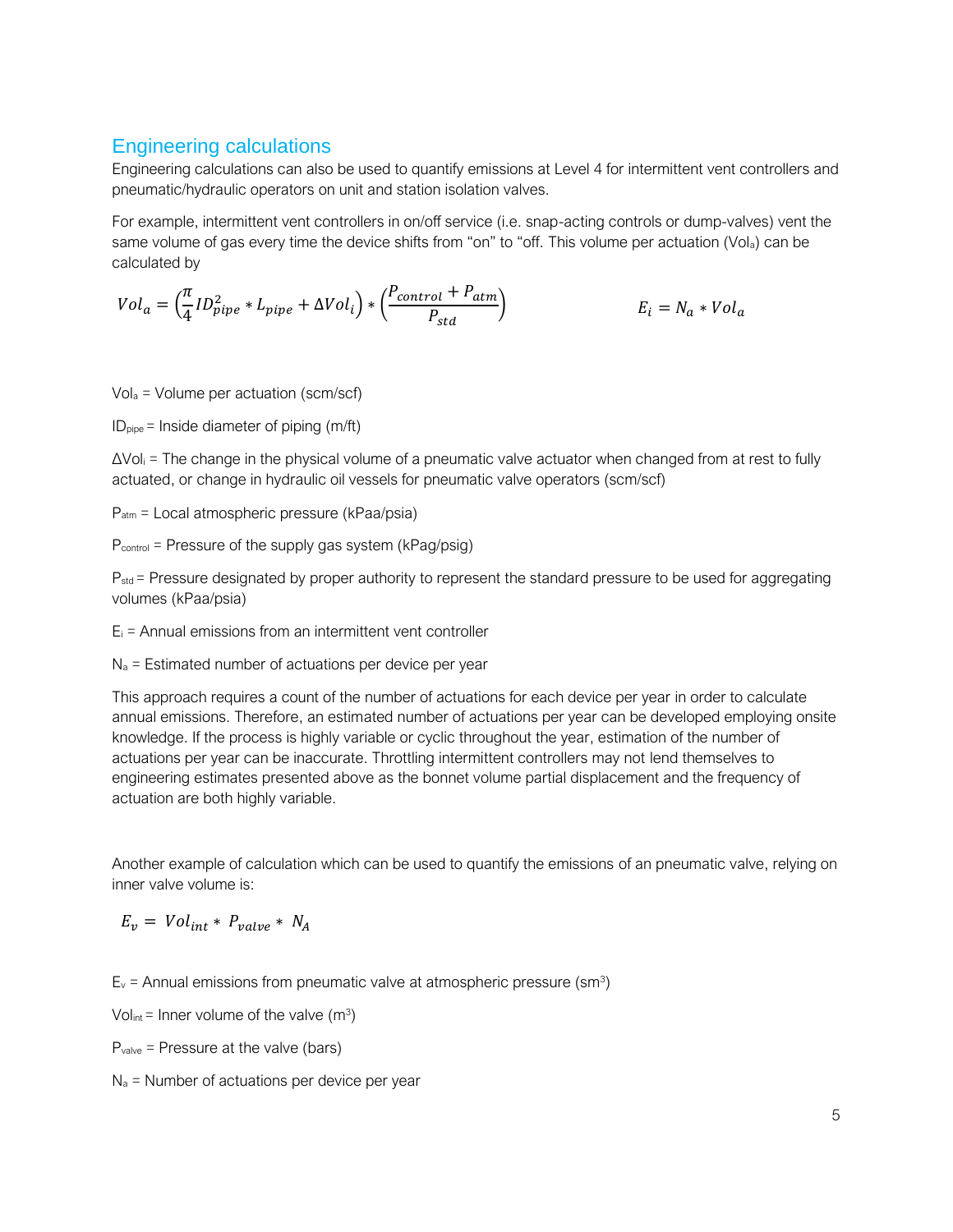## Engineering calculations

Engineering calculations can also be used to quantify emissions at Level 4 for intermittent vent controllers and pneumatic/hydraulic operators on unit and station isolation valves.

For example, intermittent vent controllers in on/off service (i.e. snap-acting controls or dump-valves) vent the same volume of gas every time the device shifts from “on” to “off. This volume per actuation ($Vol_a$) can be calculated by

$$Vol_a = \left(\frac{\pi}{4} ID_{pipe}^2 * L_{pipe} + \Delta Vol_i\right) * \left(\frac{P_{control} + P_{atm}}{P_{std}}\right) \qquad E_i = N_a * Vol_a$$

$Vol_a$ = Volume per actuation (scm/scf)

$ID_{pipe}$ = Inside diameter of piping (m/ft)

$\Delta Vol_i$ = The change in the physical volume of a pneumatic valve actuator when changed from at rest to fully actuated, or change in hydraulic oil vessels for pneumatic valve operators (scm/scf)

$P_{atm}$ = Local atmospheric pressure (kPaa/psia)

$P_{control}$ = Pressure of the supply gas system (kPag/psig)

$P_{std}$ = Pressure designated by proper authority to represent the standard pressure to be used for aggregating volumes (kPaa/psia)

$E_i$ = Annual emissions from an intermittent vent controller

$N_a$ = Estimated number of actuations per device per year

This approach requires a count of the number of actuations for each device per year in order to calculate annual emissions. Therefore, an estimated number of actuations per year can be developed employing onsite knowledge. If the process is highly variable or cyclic throughout the year, estimation of the number of actuations per year can be inaccurate. Throttling intermittent controllers may not lend themselves to engineering estimates presented above as the bonnet volume partial displacement and the frequency of actuation are both highly variable.

Another example of calculation which can be used to quantify the emissions of an pneumatic valve, relying on inner valve volume is:

$$E_v = Vol_{int} * P_{valve} * N_A$$

$E_v$ = Annual emissions from pneumatic valve at atmospheric pressure ($sm^3$)

$Vol_{int}$ = Inner volume of the valve ($m^3$)

$P_{valve}$ = Pressure at the valve (bars)

$N_a$ = Number of actuations per device per year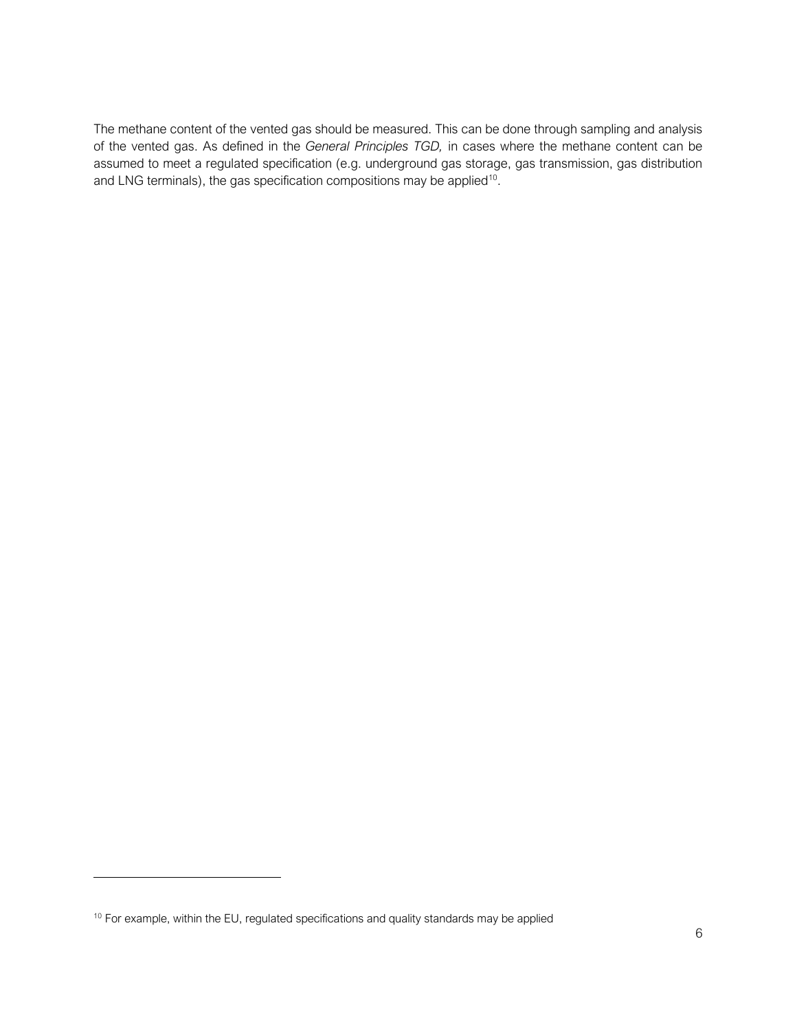The methane content of the vented gas should be measured. This can be done through sampling and analysis of the vented gas. As defined in the *General Principles TGD,* in cases where the methane content can be assumed to meet a regulated specification (e.g. underground gas storage, gas transmission, gas distribution and LNG terminals), the gas specification compositions may be applied[10].

[10] For example, within the EU, regulated specifications and quality standards may be applied